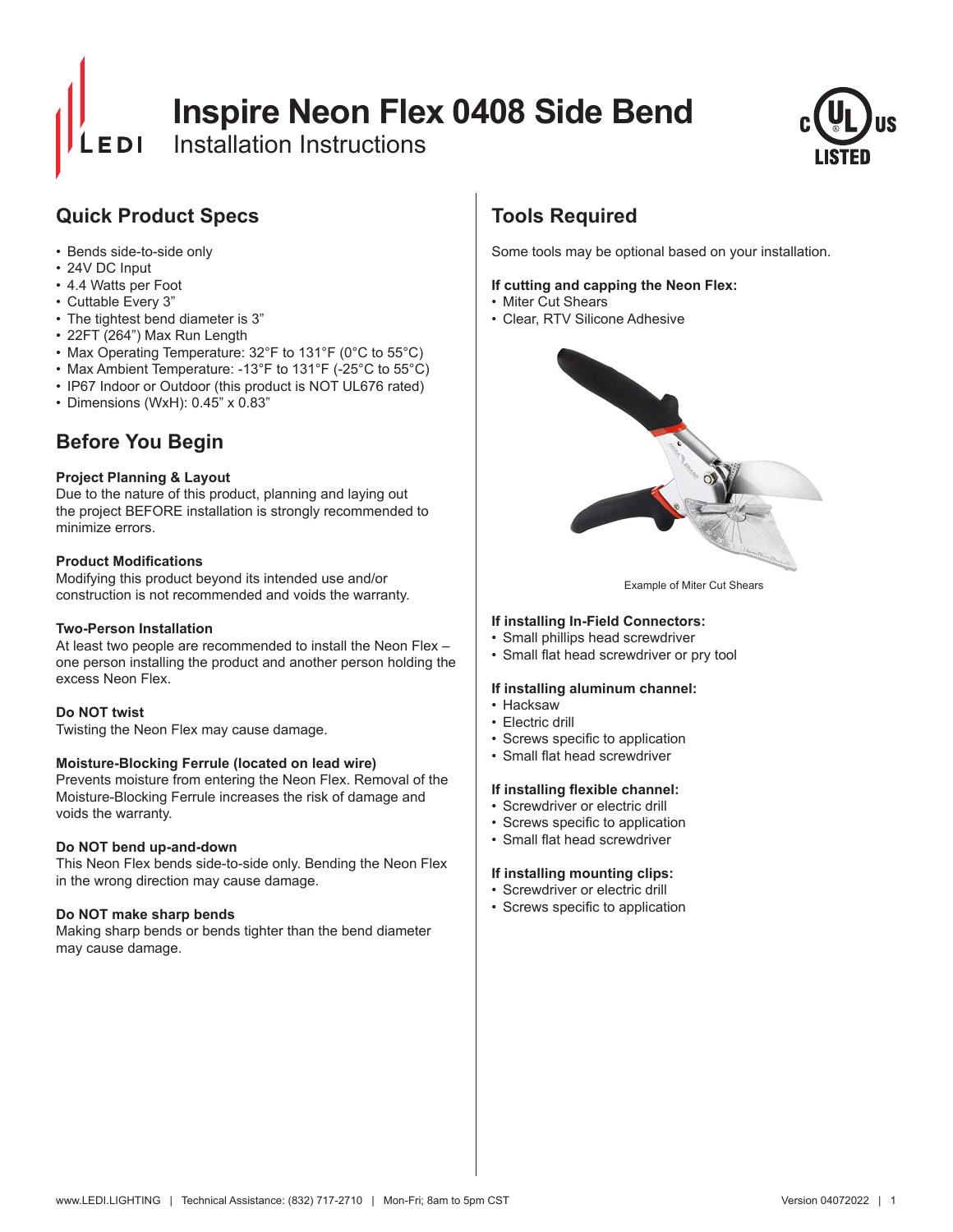# Inspire Neon Flex 0408 Side Bend

Installation Instructions

## Quick Product Specs

- Bends side-to-side only
- 24V DC Input
- 4.4 Watts per Foot
- Cuttable Every 3"
- The tightest bend diameter is 3"
- 22FT (264") Max Run Length
- Max Operating Temperature: 32°F to 131°F (0°C to 55°C)
- Max Ambient Temperature: -13°F to 131°F (-25°C to 55°C)
- IP67 Indoor or Outdoor (this product is NOT UL676 rated)
- Dimensions (WxH): 0.45" x 0.83"

## Before You Begin

**Project Planning & Layout**
Due to the nature of this product, planning and laying out the project BEFORE installation is strongly recommended to minimize errors.

**Product Modifications**
Modifying this product beyond its intended use and/or construction is not recommended and voids the warranty.

**Two-Person Installation**
At least two people are recommended to install the Neon Flex – one person installing the product and another person holding the excess Neon Flex.

**Do NOT twist**
Twisting the Neon Flex may cause damage.

**Moisture-Blocking Ferrule (located on lead wire)**
Prevents moisture from entering the Neon Flex. Removal of the Moisture-Blocking Ferrule increases the risk of damage and voids the warranty.

**Do NOT bend up-and-down**
This Neon Flex bends side-to-side only. Bending the Neon Flex in the wrong direction may cause damage.

**Do NOT make sharp bends**
Making sharp bends or bends tighter than the bend diameter may cause damage.

## Tools Required

Some tools may be optional based on your installation.

**If cutting and capping the Neon Flex:**
- Miter Cut Shears
- Clear, RTV Silicone Adhesive

Example of Miter Cut Shears

**If installing In-Field Connectors:**
- Small phillips head screwdriver
- Small flat head screwdriver or pry tool

**If installing aluminum channel:**
- Hacksaw
- Electric drill
- Screws specific to application
- Small flat head screwdriver

**If installing flexible channel:**
- Screwdriver or electric drill
- Screws specific to application
- Small flat head screwdriver

**If installing mounting clips:**
- Screwdriver or electric drill
- Screws specific to application

www.LEDI.LIGHTING | Technical Assistance: (832) 717-2710 | Mon-Fri; 8am to 5pm CST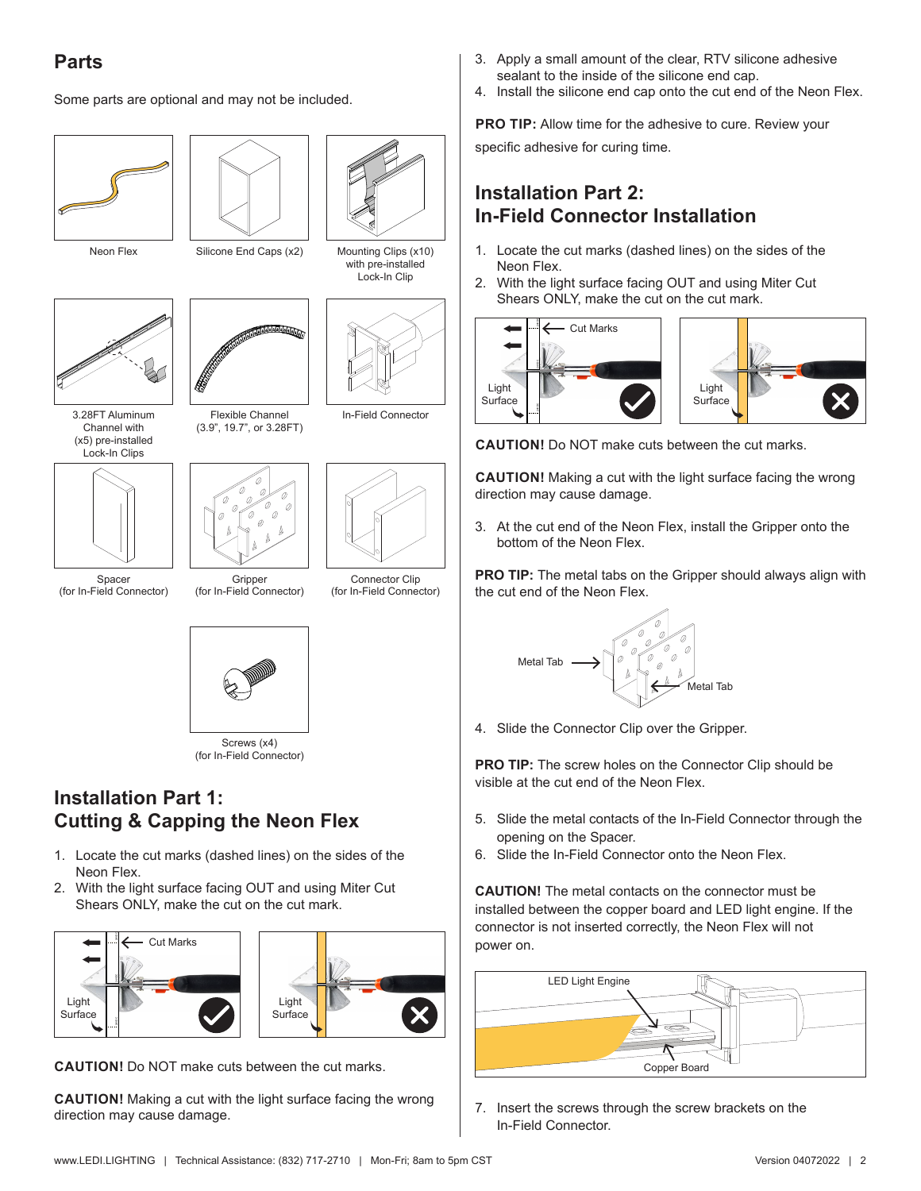## Parts

Some parts are optional and may not be included.

Neon Flex

Silicone End Caps (x2)

Mounting Clips (x10) with pre-installed Lock-In Clip

3.28FT Aluminum Channel with (x5) pre-installed Lock-In Clips

Flexible Channel (3.9", 19.7", or 3.28FT)

In-Field Connector

Spacer (for In-Field Connector)

Gripper (for In-Field Connector)

Connector Clip (for In-Field Connector)

Screws (x4) (for In-Field Connector)

## Installation Part 1: Cutting & Capping the Neon Flex

1. Locate the cut marks (dashed lines) on the sides of the Neon Flex.
2. With the light surface facing OUT and using Miter Cut Shears ONLY, make the cut on the cut mark.

Cut Marks

Light Surface

Light Surface

**CAUTION!** Do NOT make cuts between the cut marks.

**CAUTION!** Making a cut with the light surface facing the wrong direction may cause damage.

3. Apply a small amount of the clear, RTV silicone adhesive sealant to the inside of the silicone end cap.
4. Install the silicone end cap onto the cut end of the Neon Flex.

**PRO TIP:** Allow time for the adhesive to cure. Review your specific adhesive for curing time.

## Installation Part 2: In-Field Connector Installation

1. Locate the cut marks (dashed lines) on the sides of the Neon Flex.
2. With the light surface facing OUT and using Miter Cut Shears ONLY, make the cut on the cut mark.

Cut Marks

Light Surface

Light Surface

**CAUTION!** Do NOT make cuts between the cut marks.

**CAUTION!** Making a cut with the light surface facing the wrong direction may cause damage.

3. At the cut end of the Neon Flex, install the Gripper onto the bottom of the Neon Flex.

**PRO TIP:** The metal tabs on the Gripper should always align with the cut end of the Neon Flex.

Metal Tab

Metal Tab

4. Slide the Connector Clip over the Gripper.

**PRO TIP:** The screw holes on the Connector Clip should be visible at the cut end of the Neon Flex.

5. Slide the metal contacts of the In-Field Connector through the opening on the Spacer.
6. Slide the In-Field Connector onto the Neon Flex.

**CAUTION!** The metal contacts on the connector must be installed between the copper board and LED light engine. If the connector is not inserted correctly, the Neon Flex will not power on.

LED Light Engine

Copper Board

7. Insert the screws through the screw brackets on the In-Field Connector.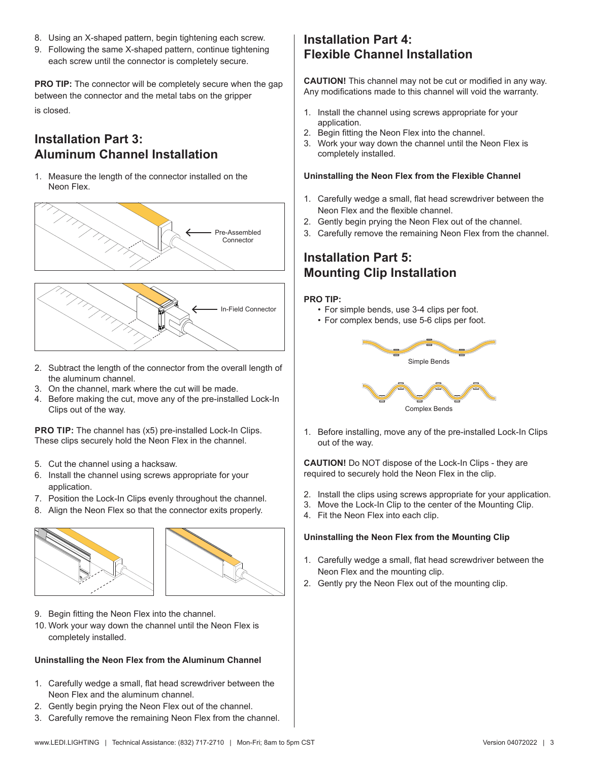8. Using an X-shaped pattern, begin tightening each screw.
9. Following the same X-shaped pattern, continue tightening each screw until the connector is completely secure.

**PRO TIP:** The connector will be completely secure when the gap between the connector and the metal tabs on the gripper is closed.

## Installation Part 3: Aluminum Channel Installation

1. Measure the length of the connector installed on the Neon Flex.

Pre-Assembled Connector

In-Field Connector

2. Subtract the length of the connector from the overall length of the aluminum channel.
3. On the channel, mark where the cut will be made.
4. Before making the cut, move any of the pre-installed Lock-In Clips out of the way.

**PRO TIP:** The channel has (x5) pre-installed Lock-In Clips. These clips securely hold the Neon Flex in the channel.

5. Cut the channel using a hacksaw.
6. Install the channel using screws appropriate for your application.
7. Position the Lock-In Clips evenly throughout the channel.
8. Align the Neon Flex so that the connector exits properly.
9. Begin fitting the Neon Flex into the channel.
10. Work your way down the channel until the Neon Flex is completely installed.

#### Uninstalling the Neon Flex from the Aluminum Channel

1. Carefully wedge a small, flat head screwdriver between the Neon Flex and the aluminum channel.
2. Gently begin prying the Neon Flex out of the channel.
3. Carefully remove the remaining Neon Flex from the channel.

## Installation Part 4: Flexible Channel Installation

**CAUTION!** This channel may not be cut or modified in any way. Any modifications made to this channel will void the warranty.

1. Install the channel using screws appropriate for your application.
2. Begin fitting the Neon Flex into the channel.
3. Work your way down the channel until the Neon Flex is completely installed.

#### Uninstalling the Neon Flex from the Flexible Channel

1. Carefully wedge a small, flat head screwdriver between the Neon Flex and the flexible channel.
2. Gently begin prying the Neon Flex out of the channel.
3. Carefully remove the remaining Neon Flex from the channel.

## Installation Part 5: Mounting Clip Installation

**PRO TIP:**

- For simple bends, use 3-4 clips per foot.
- For complex bends, use 5-6 clips per foot.

Simple Bends

Complex Bends

1. Before installing, move any of the pre-installed Lock-In Clips out of the way.

**CAUTION!** Do NOT dispose of the Lock-In Clips - they are required to securely hold the Neon Flex in the clip.

2. Install the clips using screws appropriate for your application.
3. Move the Lock-In Clip to the center of the Mounting Clip.
4. Fit the Neon Flex into each clip.

#### Uninstalling the Neon Flex from the Mounting Clip

1. Carefully wedge a small, flat head screwdriver between the Neon Flex and the mounting clip.
2. Gently pry the Neon Flex out of the mounting clip.

www.LEDI.LIGHTING | Technical Assistance: (832) 717-2710 | Mon-Fri; 8am to 5pm CST